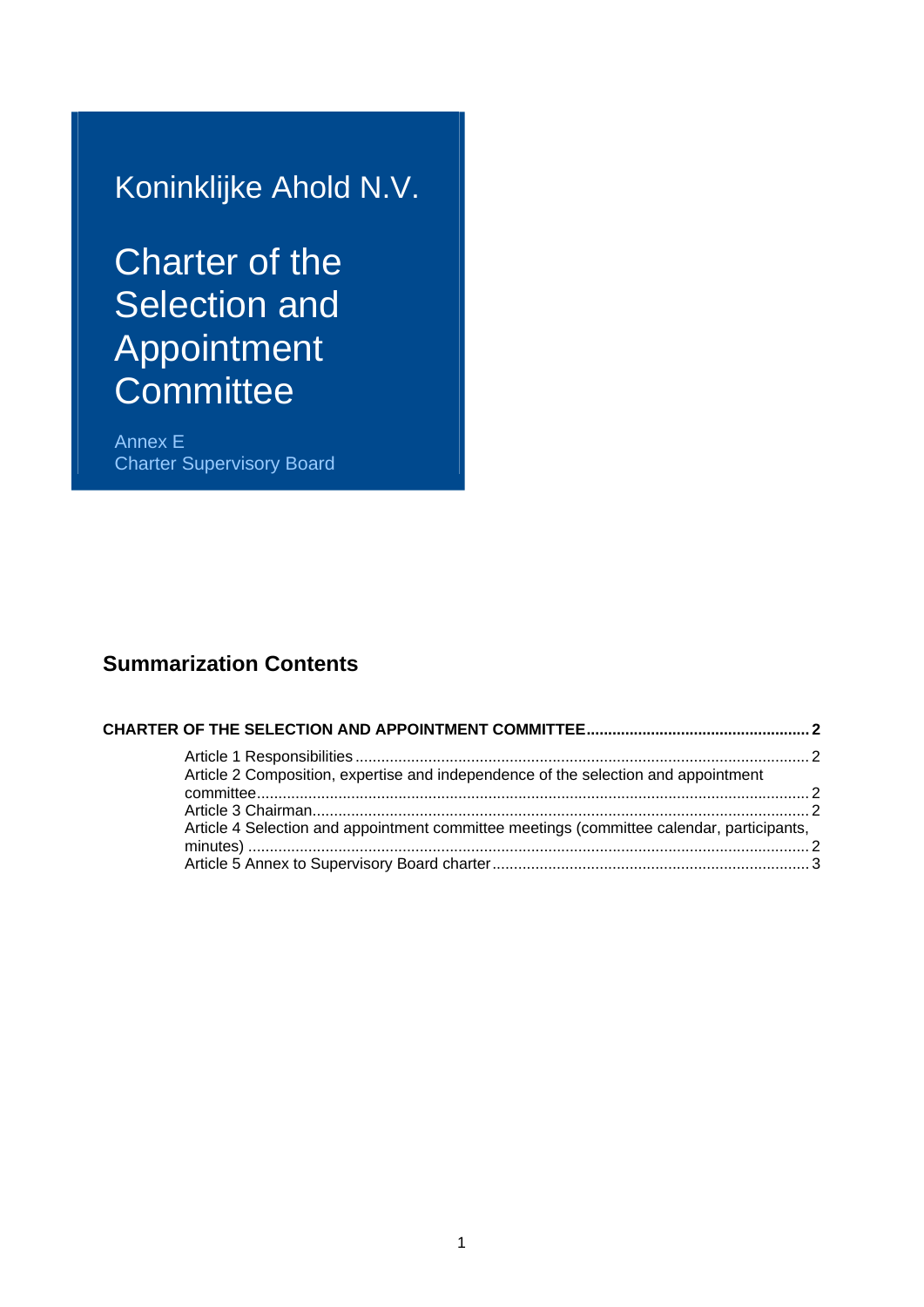# Koninklijke Ahold N.V.

# Charter of the Selection and Appointment Committee

Annex E
Charter Supervisory Board

## Summarization Contents

**CHARTER OF THE SELECTION AND APPOINTMENT COMMITTEE ........ 2**

- Article 1 Responsibilities ........ 2
- Article 2 Composition, expertise and independence of the selection and appointment committee ........ 2
- Article 3 Chairman ........ 2
- Article 4 Selection and appointment committee meetings (committee calendar, participants, minutes) ........ 2
- Article 5 Annex to Supervisory Board charter ........ 3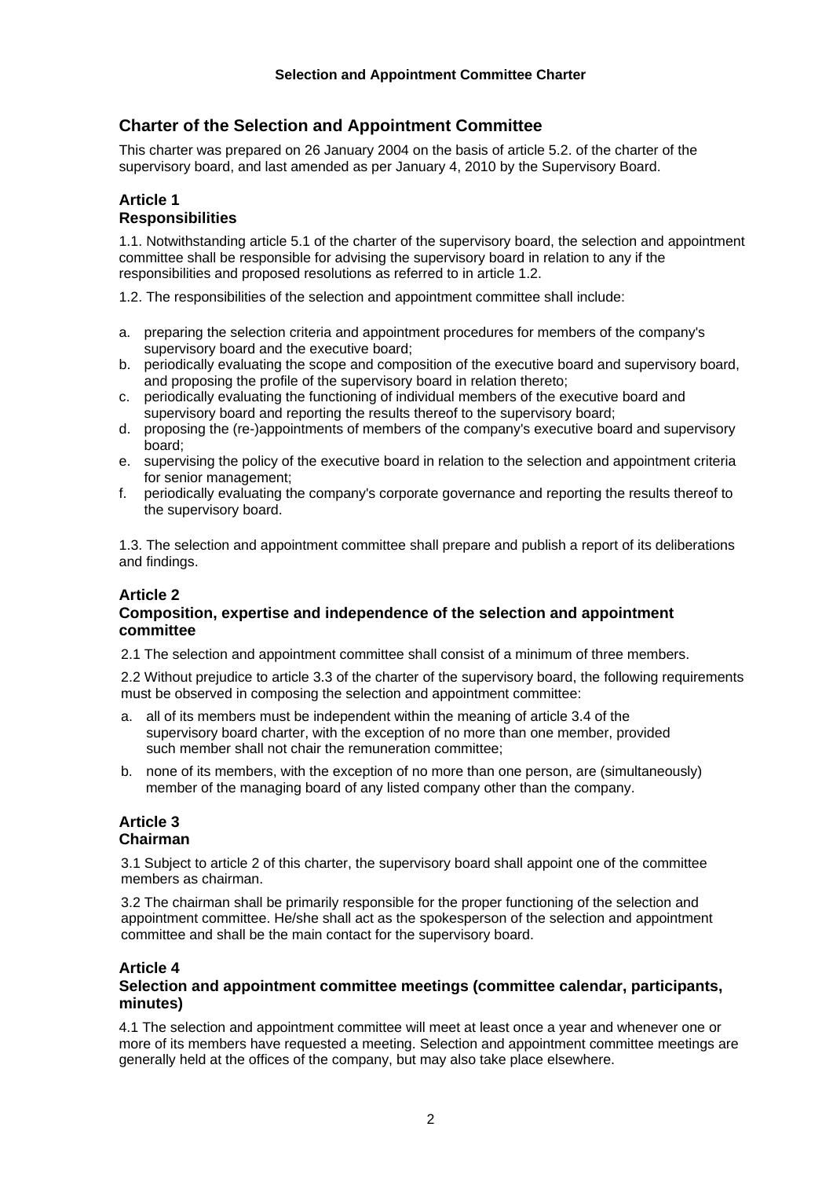## Charter of the Selection and Appointment Committee

This charter was prepared on 26 January 2004 on the basis of article 5.2. of the charter of the supervisory board, and last amended as per January 4, 2010 by the Supervisory Board.

### Article 1
### Responsibilities

1.1. Notwithstanding article 5.1 of the charter of the supervisory board, the selection and appointment committee shall be responsible for advising the supervisory board in relation to any if the responsibilities and proposed resolutions as referred to in article 1.2.

1.2. The responsibilities of the selection and appointment committee shall include:

a. preparing the selection criteria and appointment procedures for members of the company's supervisory board and the executive board;
b. periodically evaluating the scope and composition of the executive board and supervisory board, and proposing the profile of the supervisory board in relation thereto;
c. periodically evaluating the functioning of individual members of the executive board and supervisory board and reporting the results thereof to the supervisory board;
d. proposing the (re-)appointments of members of the company's executive board and supervisory board;
e. supervising the policy of the executive board in relation to the selection and appointment criteria for senior management;
f. periodically evaluating the company's corporate governance and reporting the results thereof to the supervisory board.

1.3. The selection and appointment committee shall prepare and publish a report of its deliberations and findings.

### Article 2
### Composition, expertise and independence of the selection and appointment committee

2.1 The selection and appointment committee shall consist of a minimum of three members.

2.2 Without prejudice to article 3.3 of the charter of the supervisory board, the following requirements must be observed in composing the selection and appointment committee:

a. all of its members must be independent within the meaning of article 3.4 of the supervisory board charter, with the exception of no more than one member, provided such member shall not chair the remuneration committee;

b. none of its members, with the exception of no more than one person, are (simultaneously) member of the managing board of any listed company other than the company.

### Article 3
### Chairman

3.1 Subject to article 2 of this charter, the supervisory board shall appoint one of the committee members as chairman.

3.2 The chairman shall be primarily responsible for the proper functioning of the selection and appointment committee. He/she shall act as the spokesperson of the selection and appointment committee and shall be the main contact for the supervisory board.

### Article 4
### Selection and appointment committee meetings (committee calendar, participants, minutes)

4.1 The selection and appointment committee will meet at least once a year and whenever one or more of its members have requested a meeting. Selection and appointment committee meetings are generally held at the offices of the company, but may also take place elsewhere.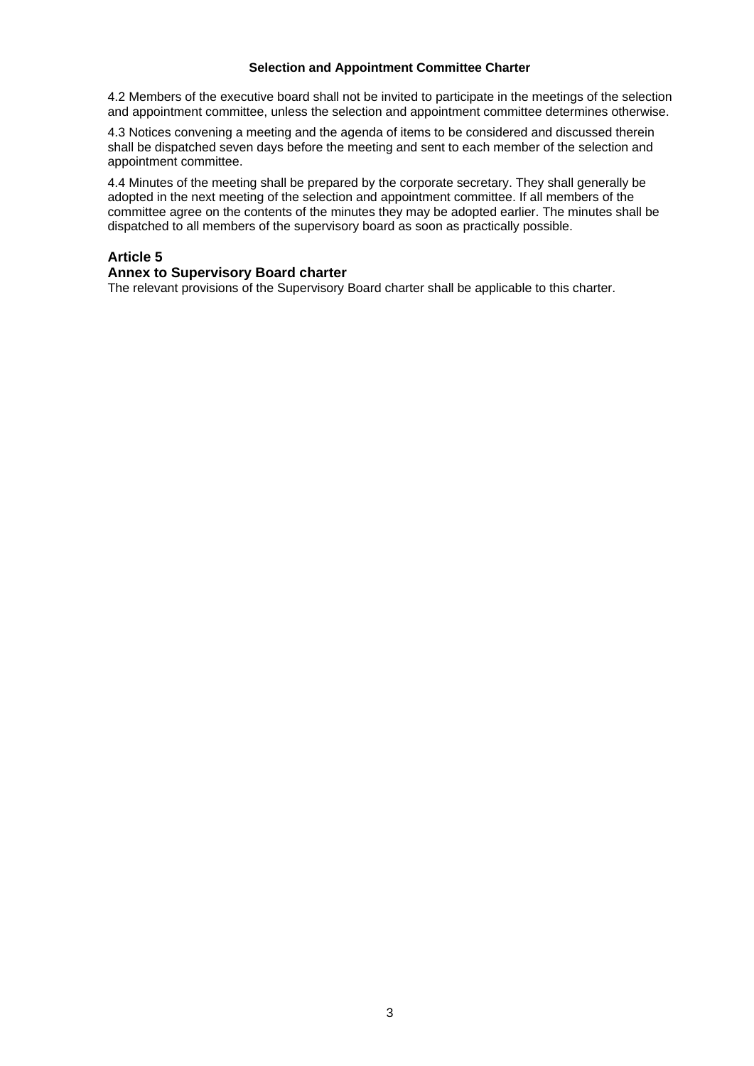4.2 Members of the executive board shall not be invited to participate in the meetings of the selection and appointment committee, unless the selection and appointment committee determines otherwise.

4.3 Notices convening a meeting and the agenda of items to be considered and discussed therein shall be dispatched seven days before the meeting and sent to each member of the selection and appointment committee.

4.4 Minutes of the meeting shall be prepared by the corporate secretary. They shall generally be adopted in the next meeting of the selection and appointment committee. If all members of the committee agree on the contents of the minutes they may be adopted earlier. The minutes shall be dispatched to all members of the supervisory board as soon as practically possible.

## Article 5
## Annex to Supervisory Board charter

The relevant provisions of the Supervisory Board charter shall be applicable to this charter.